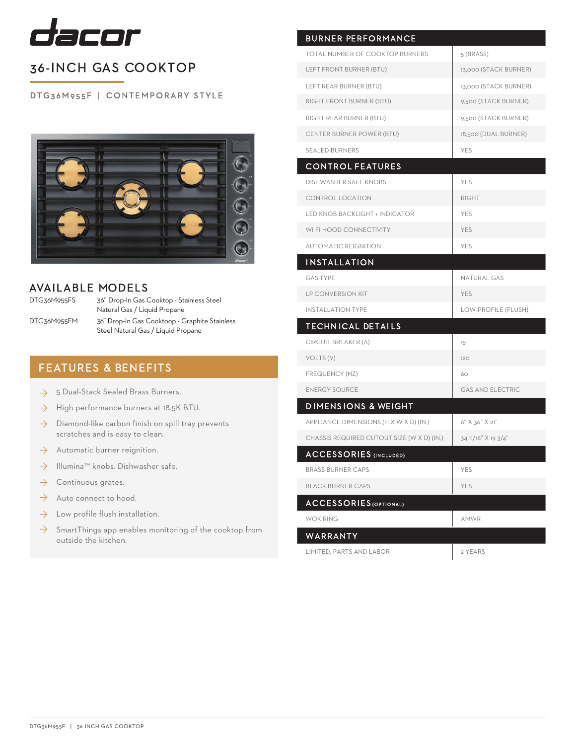# dacor

## 36-INCH GAS COOKTOP

DTG36M955F | CONTEMPORARY STYLE

## AVAILABLE MODELS

| | |
|---|---|
| DTG36M955FS | 36" Drop-In Gas Cooktop - Stainless Steel Natural Gas / Liquid Propane |
| DTG36M955FM | 36" Drop-In Gas Cooktop - Graphite Stainless Steel Natural Gas / Liquid Propane |

## FEATURES & BENEFITS

- 5 Dual-Stack Sealed Brass Burners.
- High performance burners at 18.5K BTU.
- Diamond-like carbon finish on spill tray prevents scratches and is easy to clean.
- Automatic burner reignition.
- Illumina™ knobs. Dishwasher safe.
- Continuous grates.
- Auto connect to hood.
- Low profile flush installation.
- SmartThings app enables monitoring of the cooktop from outside the kitchen.

| BURNER PERFORMANCE | |
|---|---|
| TOTAL NUMBER OF COOKTOP BURNERS | 5 (BRASS) |
| LEFT FRONT BURNER (BTU) | 13,000 (STACK BURNER) |
| LEFT REAR BURNER (BTU) | 13,000 (STACK BURNER) |
| RIGHT FRONT BURNER (BTU) | 9,500 (STACK BURNER) |
| RIGHT REAR BURNER (BTU) | 9,500 (STACK BURNER) |
| CENTER BURNER POWER (BTU) | 18,500 (DUAL BURNER) |
| SEALED BURNERS | YES |
| **CONTROL FEATURES** | |
| DISHWASHER SAFE KNOBS | YES |
| CONTROL LOCATION | RIGHT |
| LED KNOB BACKLIGHT + INDICATOR | YES |
| WI FI HOOD CONNECTIVITY | YES |
| AUTOMATIC REIGNITION | YES |
| **INSTALLATION** | |
| GAS TYPE | NATURAL GAS |
| LP CONVERSION KIT | YES |
| INSTALLATION TYPE | LOW-PROFILE (FLUSH) |
| **TECHNICAL DETAILS** | |
| CIRCUIT BREAKER (A) | 15 |
| VOLTS (V) | 120 |
| FREQUENCY (HZ) | 60 |
| ENERGY SOURCE | GAS AND ELECTRIC |
| **DIMENSIONS & WEIGHT** | |
| APPLIANCE DIMENSIONS (H X W X D) (IN.) | 6" X 36" X 21" |
| CHASSIS REQUIRED CUTOUT SIZE (W X D) (IN.) | 34 11/16" X 19 3/4" |
| **ACCESSORIES (INCLUDED)** | |
| BRASS BURNER CAPS | YES |
| BLACK BURNER CAPS | YES |
| **ACCESSORIES (OPTIONAL)** | |
| WOK RING | AMWR |
| **WARRANTY** | |
| LIMITED, PARTS AND LABOR | 2 YEARS |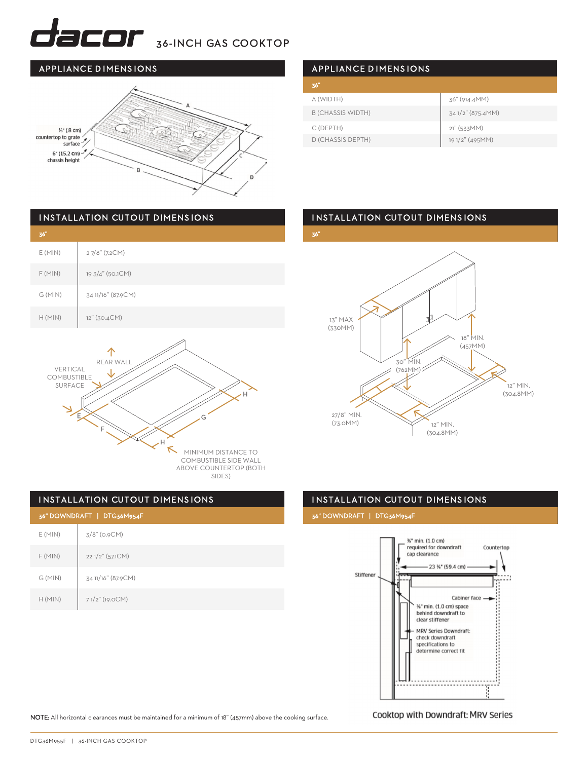# dacor 36-INCH GAS COOKTOP

## APPLIANCE DIMENSIONS

⅓" (.8 cm) countertop to grate surface

6" (15.2 cm) chassis height

A

B

C

D

## APPLIANCE DIMENSIONS

| 36" | |
|---|---|
| A (WIDTH) | 36" (914.4MM) |
| B (CHASSIS WIDTH) | 34 1/2" (875.4MM) |
| C (DEPTH) | 21" (533MM) |
| D (CHASSIS DEPTH) | 19 1/2" (495MM) |

## INSTALLATION CUTOUT DIMENSIONS

| 36" | |
|---|---|
| E (MIN) | 2 7/8" (7.2CM) |
| F (MIN) | 19 3/4" (50.1CM) |
| G (MIN) | 34 11/16" (87.9CM) |
| H (MIN) | 12" (30.4CM) |

REAR WALL

VERTICAL COMBUSTIBLE SURFACE

E

F

G

H

H

MINIMUM DISTANCE TO COMBUSTIBLE SIDE WALL ABOVE COUNTERTOP (BOTH SIDES)

## INSTALLATION CUTOUT DIMENSIONS

36"

13" MAX (330MM)

18" MIN. (457MM)

30" MIN. (762MM)

12" MIN. (304.8MM)

27/8" MIN. (73.0MM)

12" MIN. (304.8MM)

## INSTALLATION CUTOUT DIMENSIONS

| 36" DOWNDRAFT \| DTG36M954F | |
|---|---|
| E (MIN) | 3/8" (0.9CM) |
| F (MIN) | 22 1/2" (57.1CM) |
| G (MIN) | 34 11/16" (87.9CM) |
| H (MIN) | 7 1/2" (19.0CM) |

## INSTALLATION CUTOUT DIMENSIONS

36" DOWNDRAFT | DTG36M954F

⅜" min. (1.0 cm) required for downdraft cap clearance

Countertop

23 ⅜" (59.4 cm)

Stiffener

Cabinet face

⅜" min. (1.0 cm) space behind downdraft to clear stiffener

MRV Series Downdraft: check downdraft specifications to determine correct fit

Cooktop with Downdraft: MRV Series

**NOTE:** All horizontal clearances must be maintained for a minimum of 18" (457mm) above the cooking surface.